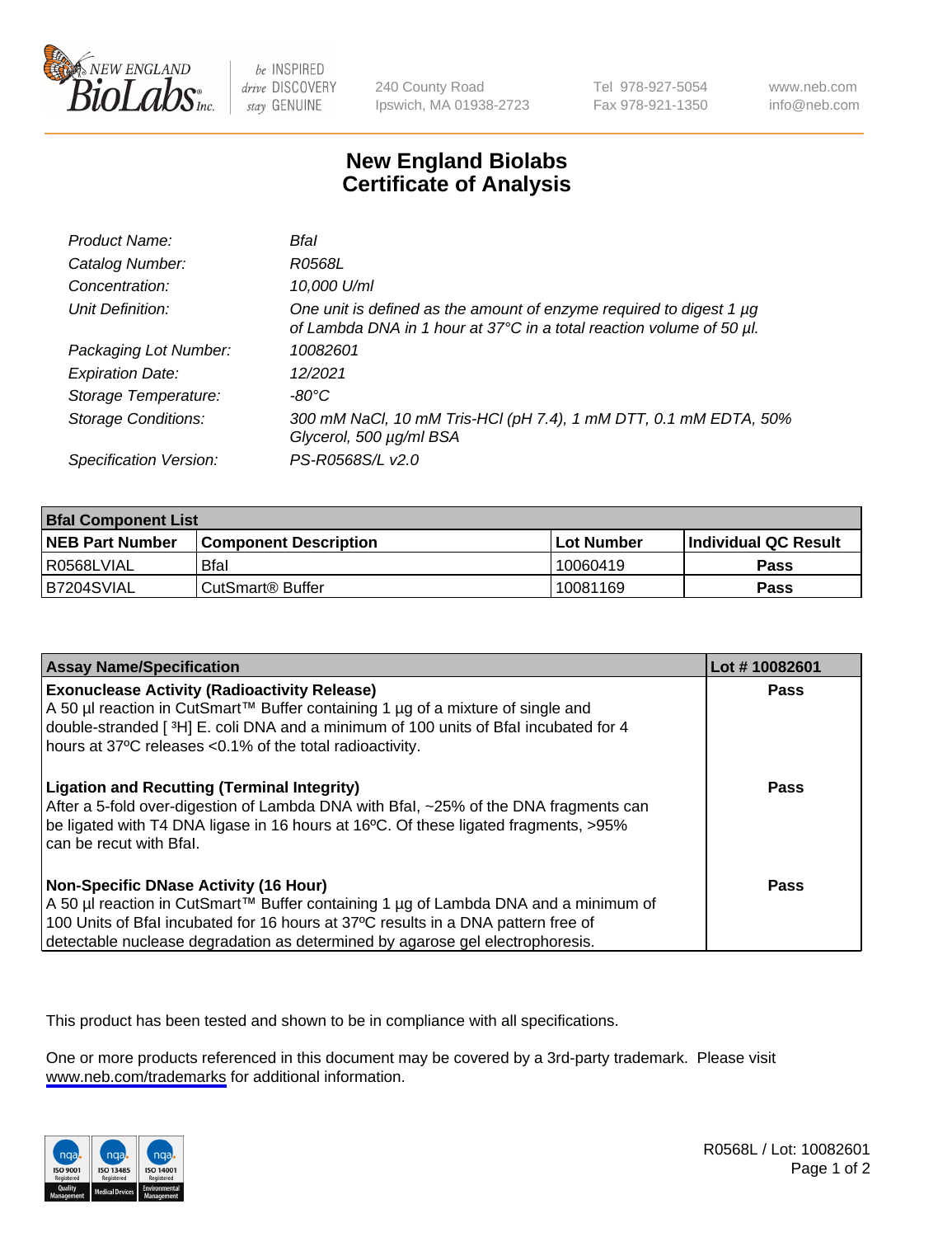New England BioLabs Inc. — be INSPIRED drive DISCOVERY stay GENUINE

240 County Road
Ipswich, MA 01938-2723

Tel 978-927-5054
Fax 978-921-1350

www.neb.com
info@neb.com

# New England Biolabs
# Certificate of Analysis

| | |
|---|---|
| *Product Name:* | *BfaI* |
| *Catalog Number:* | *R0568L* |
| *Concentration:* | *10,000 U/ml* |
| *Unit Definition:* | *One unit is defined as the amount of enzyme required to digest 1 µg of Lambda DNA in 1 hour at 37°C in a total reaction volume of 50 µl.* |
| *Packaging Lot Number:* | *10082601* |
| *Expiration Date:* | *12/2021* |
| *Storage Temperature:* | *-80°C* |
| *Storage Conditions:* | *300 mM NaCl, 10 mM Tris-HCl (pH 7.4), 1 mM DTT, 0.1 mM EDTA, 50% Glycerol, 500 µg/ml BSA* |
| *Specification Version:* | *PS-R0568S/L v2.0* |

| **BfaI Component List** | | | |
|---|---|---|---|
| **NEB Part Number** | **Component Description** | **Lot Number** | **Individual QC Result** |
| R0568LVIAL | BfaI | 10060419 | **Pass** |
| B7204SVIAL | CutSmart® Buffer | 10081169 | **Pass** |

| **Assay Name/Specification** | **Lot # 10082601** |
|---|---|
| **Exonuclease Activity (Radioactivity Release)** A 50 µl reaction in CutSmart™ Buffer containing 1 µg of a mixture of single and double-stranded [ $^3$H] E. coli DNA and a minimum of 100 units of BfaI incubated for 4 hours at 37ºC releases <0.1% of the total radioactivity. | **Pass** |
| **Ligation and Recutting (Terminal Integrity)** After a 5-fold over-digestion of Lambda DNA with BfaI, ~25% of the DNA fragments can be ligated with T4 DNA ligase in 16 hours at 16ºC. Of these ligated fragments, >95% can be recut with BfaI. | **Pass** |
| **Non-Specific DNase Activity (16 Hour)** A 50 µl reaction in CutSmart™ Buffer containing 1 µg of Lambda DNA and a minimum of 100 Units of BfaI incubated for 16 hours at 37ºC results in a DNA pattern free of detectable nuclease degradation as determined by agarose gel electrophoresis. | **Pass** |

This product has been tested and shown to be in compliance with all specifications.

One or more products referenced in this document may be covered by a 3rd-party trademark. Please visit www.neb.com/trademarks for additional information.

R0568L / Lot: 10082601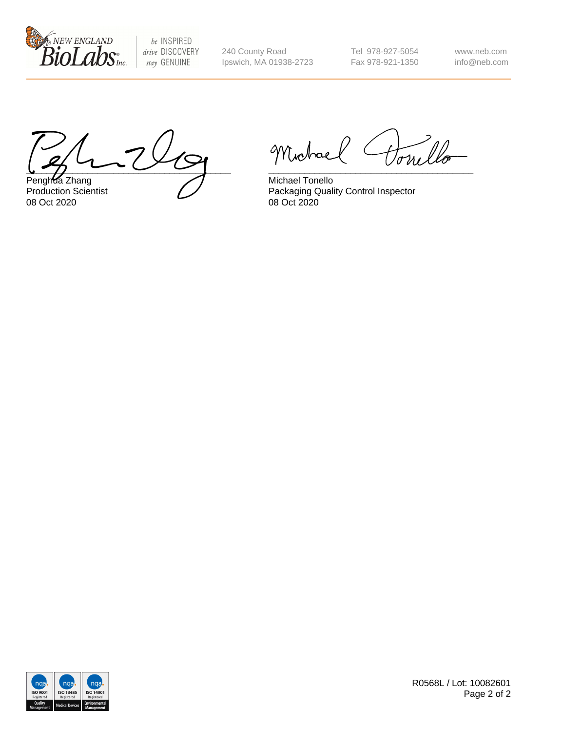Penghua Zhang
Production Scientist
08 Oct 2020

Michael Tonello
Packaging Quality Control Inspector
08 Oct 2020

R0568L / Lot: 10082601